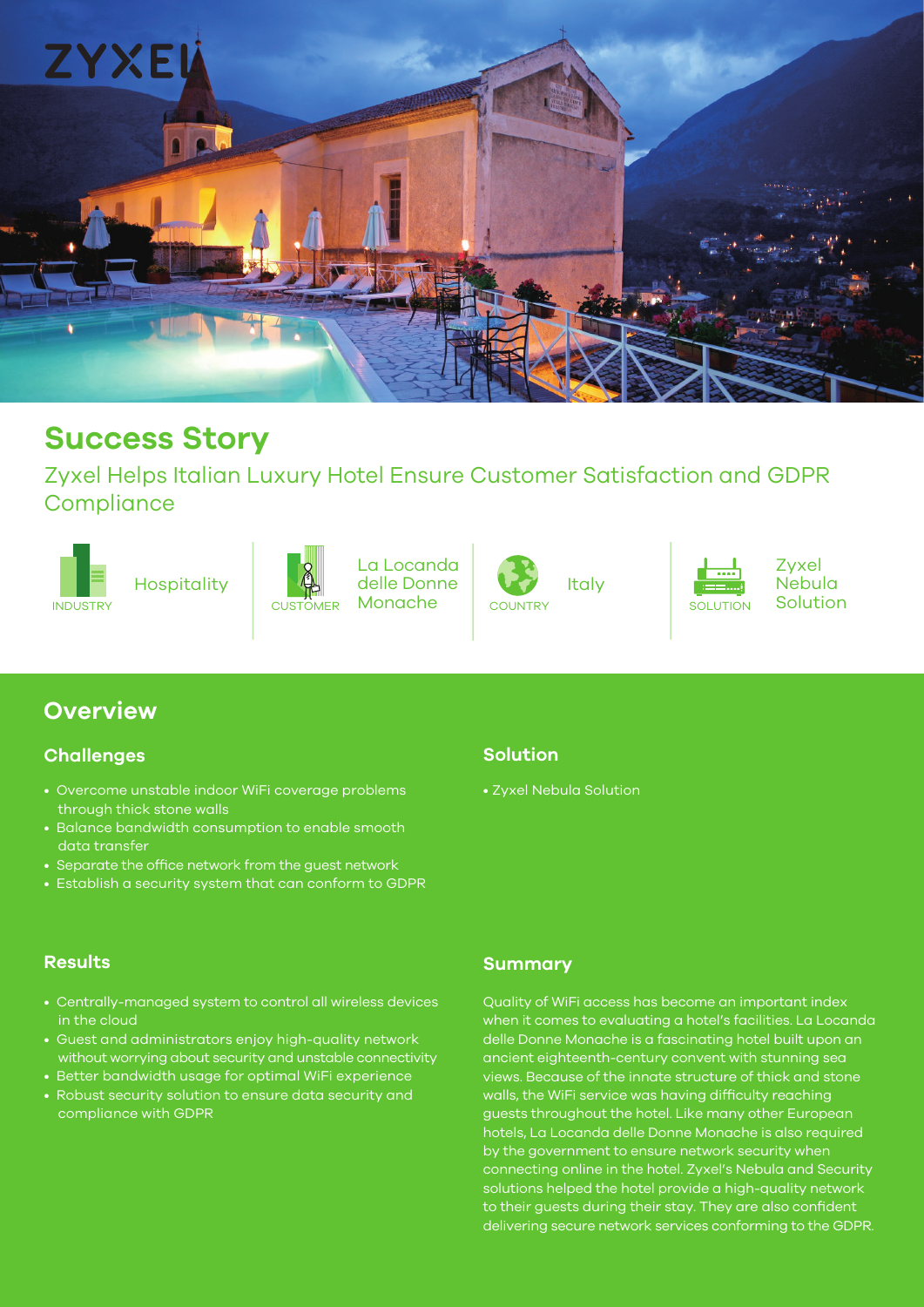ZYXEL

# Success Story

## Zyxel Helps Italian Luxury Hotel Ensure Customer Satisfaction and GDPR Compliance

| INDUSTRY | CUSTOMER | COUNTRY | SOLUTION |
| --- | --- | --- | --- |
| Hospitality | La Locanda delle Donne Monache | Italy | Zyxel Nebula Solution |

## Overview

### Challenges

- Overcome unstable indoor WiFi coverage problems through thick stone walls
- Balance bandwidth consumption to enable smooth data transfer
- Separate the office network from the guest network
- Establish a security system that can conform to GDPR

### Solution

- Zyxel Nebula Solution

### Results

- Centrally-managed system to control all wireless devices in the cloud
- Guest and administrators enjoy high-quality network without worrying about security and unstable connectivity
- Better bandwidth usage for optimal WiFi experience
- Robust security solution to ensure data security and compliance with GDPR

### Summary

Quality of WiFi access has become an important index when it comes to evaluating a hotel's facilities. La Locanda delle Donne Monache is a fascinating hotel built upon an ancient eighteenth-century convent with stunning sea views. Because of the innate structure of thick and stone walls, the WiFi service was having difficulty reaching guests throughout the hotel. Like many other European hotels, La Locanda delle Donne Monache is also required by the government to ensure network security when connecting online in the hotel. Zyxel's Nebula and Security solutions helped the hotel provide a high-quality network to their guests during their stay. They are also confident delivering secure network services conforming to the GDPR.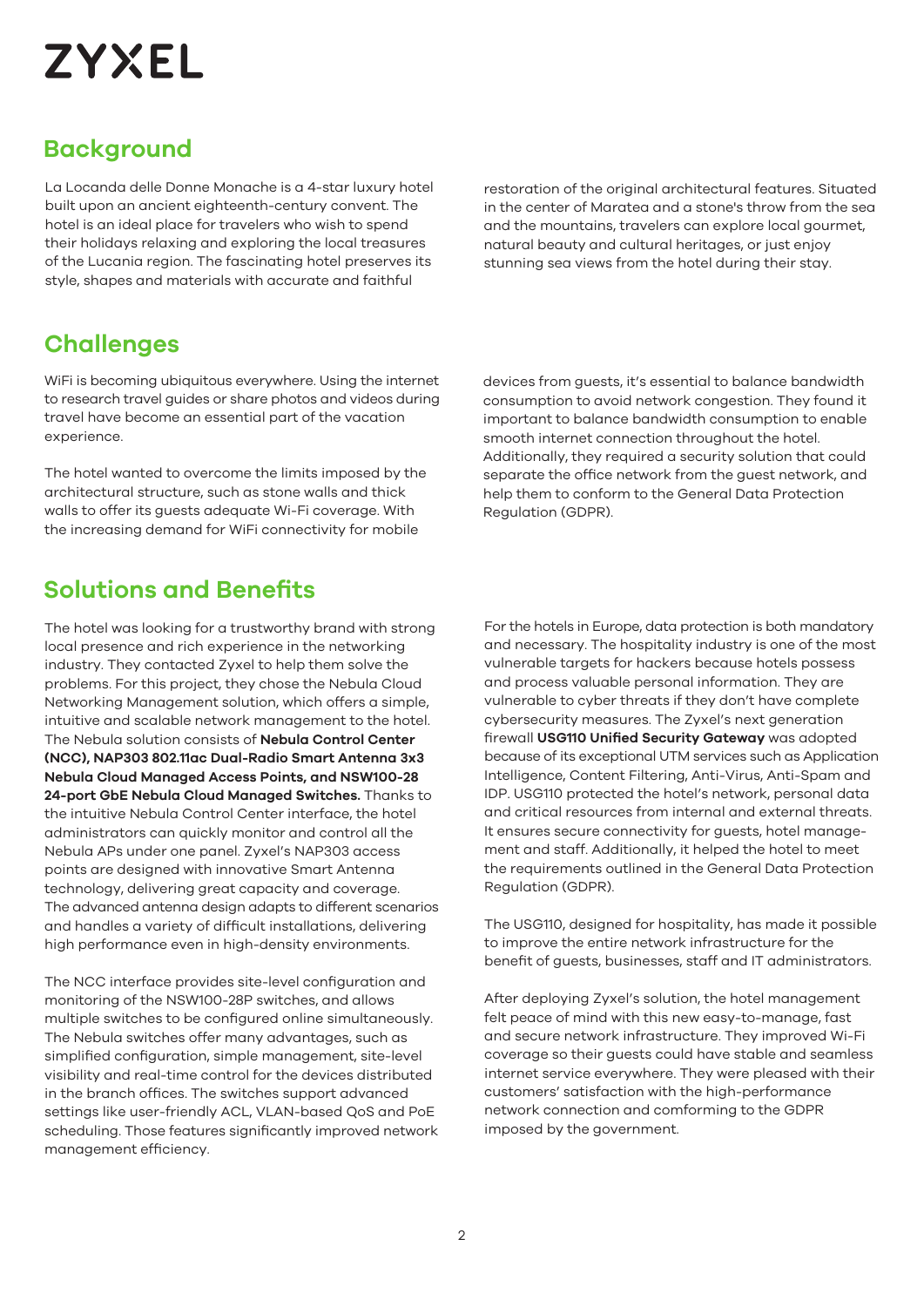ZYXEL

## Background

La Locanda delle Donne Monache is a 4-star luxury hotel built upon an ancient eighteenth-century convent. The hotel is an ideal place for travelers who wish to spend their holidays relaxing and exploring the local treasures of the Lucania region. The fascinating hotel preserves its style, shapes and materials with accurate and faithful restoration of the original architectural features. Situated in the center of Maratea and a stone's throw from the sea and the mountains, travelers can explore local gourmet, natural beauty and cultural heritages, or just enjoy stunning sea views from the hotel during their stay.

## Challenges

WiFi is becoming ubiquitous everywhere. Using the internet to research travel guides or share photos and videos during travel have become an essential part of the vacation experience.

The hotel wanted to overcome the limits imposed by the architectural structure, such as stone walls and thick walls to offer its guests adequate Wi-Fi coverage. With the increasing demand for WiFi connectivity for mobile devices from guests, it's essential to balance bandwidth consumption to avoid network congestion. They found it important to balance bandwidth consumption to enable smooth internet connection throughout the hotel. Additionally, they required a security solution that could separate the office network from the guest network, and help them to conform to the General Data Protection Regulation (GDPR).

## Solutions and Benefits

The hotel was looking for a trustworthy brand with strong local presence and rich experience in the networking industry. They contacted Zyxel to help them solve the problems. For this project, they chose the Nebula Cloud Networking Management solution, which offers a simple, intuitive and scalable network management to the hotel. The Nebula solution consists of **Nebula Control Center (NCC), NAP303 802.11ac Dual-Radio Smart Antenna 3x3 Nebula Cloud Managed Access Points, and NSW100-28 24-port GbE Nebula Cloud Managed Switches.** Thanks to the intuitive Nebula Control Center interface, the hotel administrators can quickly monitor and control all the Nebula APs under one panel. Zyxel's NAP303 access points are designed with innovative Smart Antenna technology, delivering great capacity and coverage. The advanced antenna design adapts to different scenarios and handles a variety of difficult installations, delivering high performance even in high-density environments.

The NCC interface provides site-level configuration and monitoring of the NSW100-28P switches, and allows multiple switches to be configured online simultaneously. The Nebula switches offer many advantages, such as simplified configuration, simple management, site-level visibility and real-time control for the devices distributed in the branch offices. The switches support advanced settings like user-friendly ACL, VLAN-based QoS and PoE scheduling. Those features significantly improved network management efficiency.

For the hotels in Europe, data protection is both mandatory and necessary. The hospitality industry is one of the most vulnerable targets for hackers because hotels possess and process valuable personal information. They are vulnerable to cyber threats if they don't have complete cybersecurity measures. The Zyxel's next generation firewall **USG110 Unified Security Gateway** was adopted because of its exceptional UTM services such as Application Intelligence, Content Filtering, Anti-Virus, Anti-Spam and IDP. USG110 protected the hotel's network, personal data and critical resources from internal and external threats. It ensures secure connectivity for guests, hotel management and staff. Additionally, it helped the hotel to meet the requirements outlined in the General Data Protection Regulation (GDPR).

The USG110, designed for hospitality, has made it possible to improve the entire network infrastructure for the benefit of guests, businesses, staff and IT administrators.

After deploying Zyxel's solution, the hotel management felt peace of mind with this new easy-to-manage, fast and secure network infrastructure. They improved Wi-Fi coverage so their guests could have stable and seamless internet service everywhere. They were pleased with their customers' satisfaction with the high-performance network connection and comforming to the GDPR imposed by the government.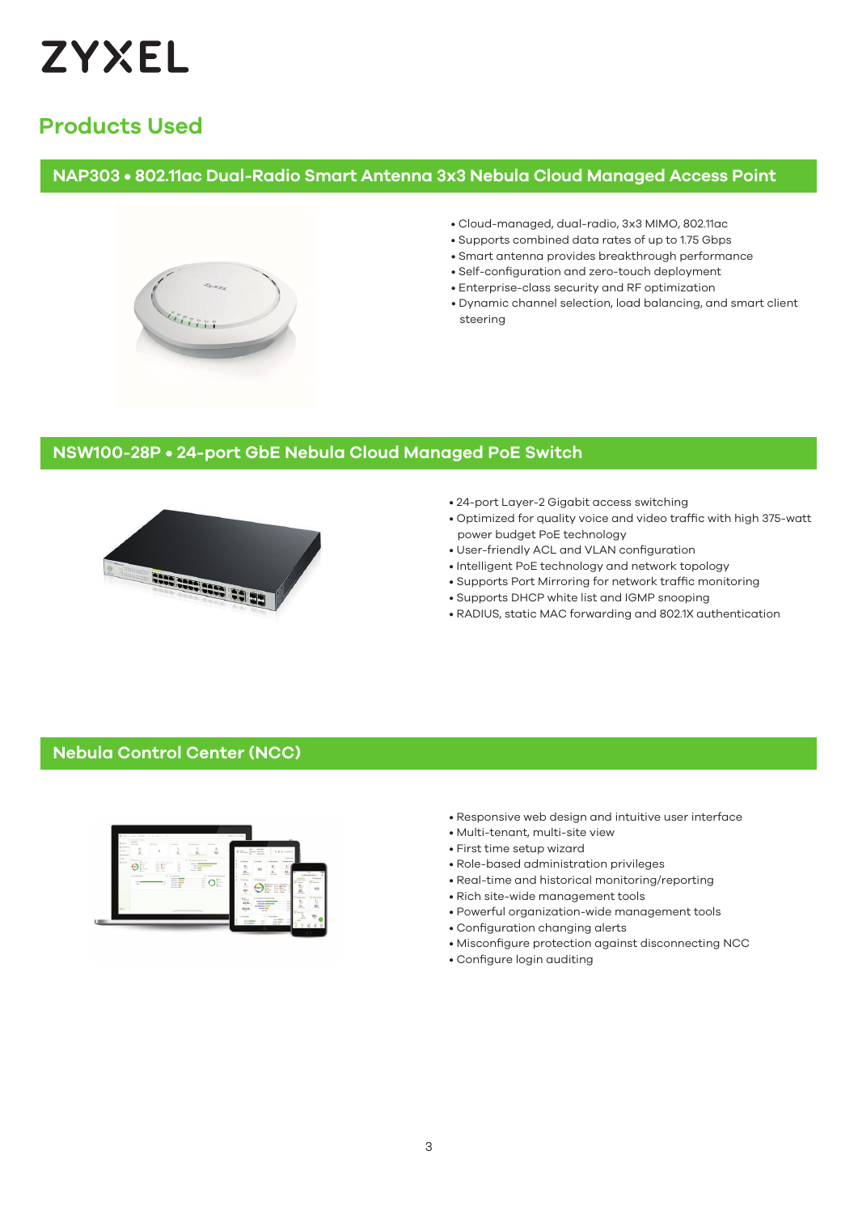## Products Used

### NAP303 • 802.11ac Dual-Radio Smart Antenna 3x3 Nebula Cloud Managed Access Point

- Cloud-managed, dual-radio, 3x3 MIMO, 802.11ac
- Supports combined data rates of up to 1.75 Gbps
- Smart antenna provides breakthrough performance
- Self-configuration and zero-touch deployment
- Enterprise-class security and RF optimization
- Dynamic channel selection, load balancing, and smart client steering

### NSW100-28P • 24-port GbE Nebula Cloud Managed PoE Switch

- 24-port Layer-2 Gigabit access switching
- Optimized for quality voice and video traffic with high 375-watt power budget PoE technology
- User-friendly ACL and VLAN configuration
- Intelligent PoE technology and network topology
- Supports Port Mirroring for network traffic monitoring
- Supports DHCP white list and IGMP snooping
- RADIUS, static MAC forwarding and 802.1X authentication

### Nebula Control Center (NCC)

- Responsive web design and intuitive user interface
- Multi-tenant, multi-site view
- First time setup wizard
- Role-based administration privileges
- Real-time and historical monitoring/reporting
- Rich site-wide management tools
- Powerful organization-wide management tools
- Configuration changing alerts
- Misconfigure protection against disconnecting NCC
- Configure login auditing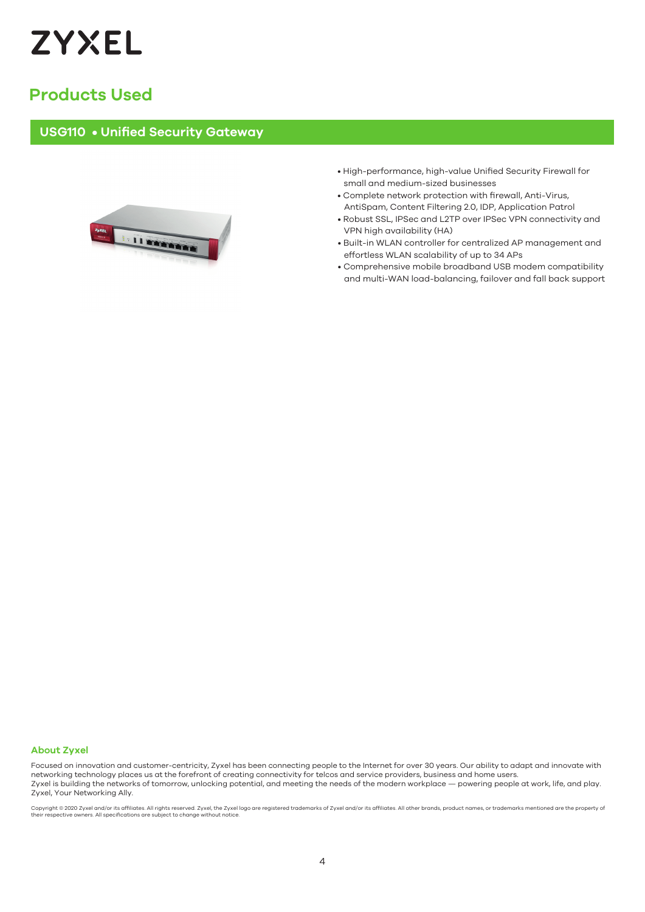ZYXEL

## Products Used

### USG110 • Unified Security Gateway

- High-performance, high-value Unified Security Firewall for small and medium-sized businesses
- Complete network protection with firewall, Anti-Virus, AntiSpam, Content Filtering 2.0, IDP, Application Patrol
- Robust SSL, IPSec and L2TP over IPSec VPN connectivity and VPN high availability (HA)
- Built-in WLAN controller for centralized AP management and effortless WLAN scalability of up to 34 APs
- Comprehensive mobile broadband USB modem compatibility and multi-WAN load-balancing, failover and fall back support

#### About Zyxel

Focused on innovation and customer-centricity, Zyxel has been connecting people to the Internet for over 30 years. Our ability to adapt and innovate with networking technology places us at the forefront of creating connectivity for telcos and service providers, business and home users.
Zyxel is building the networks of tomorrow, unlocking potential, and meeting the needs of the modern workplace — powering people at work, life, and play.
Zyxel, Your Networking Ally.

Copyright © 2020 Zyxel and/or its affiliates. All rights reserved. Zyxel, the Zyxel logo are registered trademarks of Zyxel and/or its affiliates. All other brands, product names, or trademarks mentioned are the property of their respective owners. All specifications are subject to change without notice.